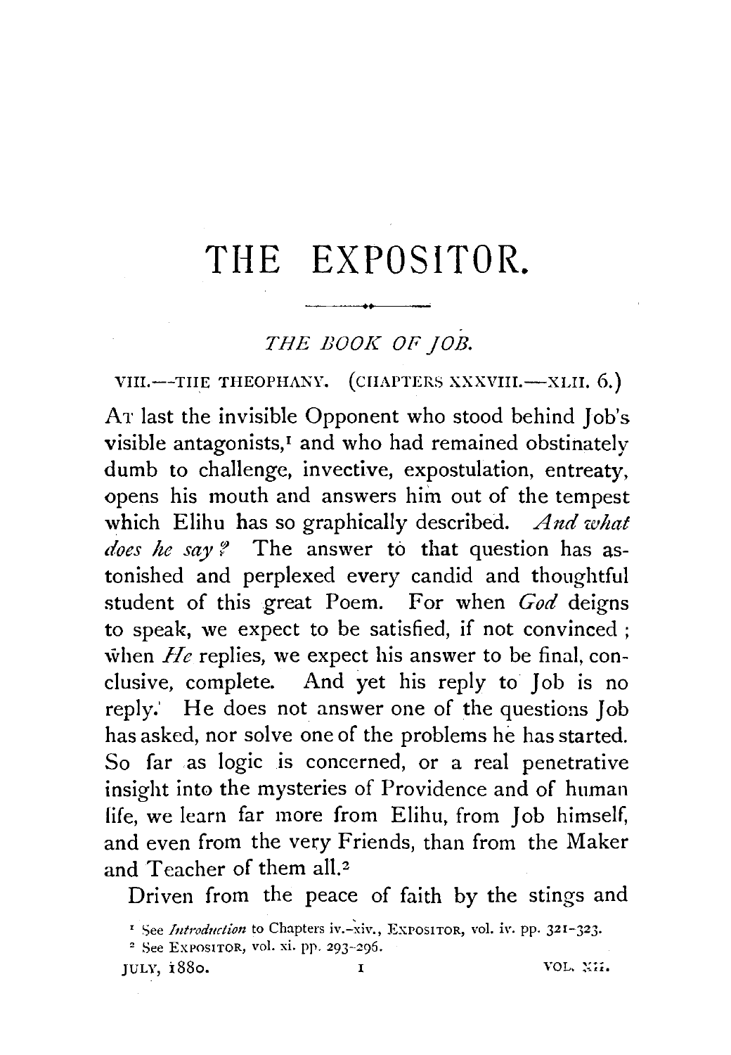# THE EXPOSITOR.

## *THE BOOK OF JOB.*

### VIII.—THE THEOPHANY. (CHAPTERS XXXVIII.—XLII. 6.)

AT last the invisible Opponent who stood behind Job's visible antagonists,[1] and who had remained obstinately dumb to challenge, invective, expostulation, entreaty, opens his mouth and answers him out of the tempest which Elihu has so graphically described. *And what does he say?* The answer to that question has astonished and perplexed every candid and thoughtful student of this great Poem. For when *God* deigns to speak, we expect to be satisfied, if not convinced; when *He* replies, we expect his answer to be final, conclusive, complete. And yet his reply to Job is no reply. He does not answer one of the questions Job has asked, nor solve one of the problems he has started. So far as logic is concerned, or a real penetrative insight into the mysteries of Providence and of human life, we learn far more from Elihu, from Job himself, and even from the very Friends, than from the Maker and Teacher of them all.[2]

Driven from the peace of faith by the stings and

[1] See *Introduction* to Chapters iv.-xiv., EXPOSITOR, vol. iv. pp. 321-323.

[2] See EXPOSITOR, vol. xi. pp. 293-296.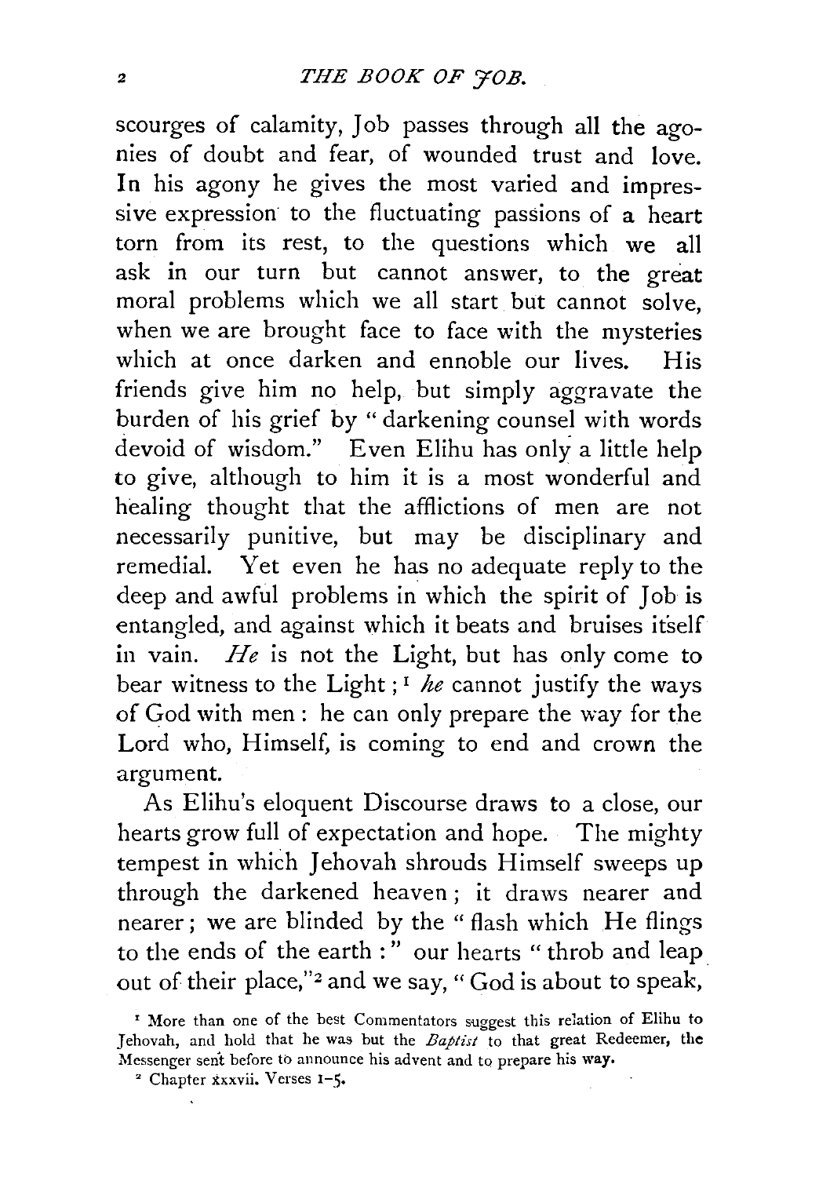scourges of calamity, Job passes through all the agonies of doubt and fear, of wounded trust and love. In his agony he gives the most varied and impressive expression to the fluctuating passions of a heart torn from its rest, to the questions which we all ask in our turn but cannot answer, to the great moral problems which we all start but cannot solve, when we are brought face to face with the mysteries which at once darken and ennoble our lives. His friends give him no help, but simply aggravate the burden of his grief by "darkening counsel with words devoid of wisdom." Even Elihu has only a little help to give, although to him it is a most wonderful and healing thought that the afflictions of men are not necessarily punitive, but may be disciplinary and remedial. Yet even he has no adequate reply to the deep and awful problems in which the spirit of Job is entangled, and against which it beats and bruises itself in vain. *He* is not the Light, but has only come to bear witness to the Light;[1] *he* cannot justify the ways of God with men: he can only prepare the way for the Lord who, Himself, is coming to end and crown the argument.

As Elihu's eloquent Discourse draws to a close, our hearts grow full of expectation and hope. The mighty tempest in which Jehovah shrouds Himself sweeps up through the darkened heaven; it draws nearer and nearer; we are blinded by the "flash which He flings to the ends of the earth:" our hearts "throb and leap out of their place,"[2] and we say, "God is about to speak,

[1] More than one of the best Commentators suggest this relation of Elihu to Jehovah, and hold that he was but the *Baptist* to that great Redeemer, the Messenger sent before to announce his advent and to prepare his way.

[2] Chapter xxxvii. Verses 1–5.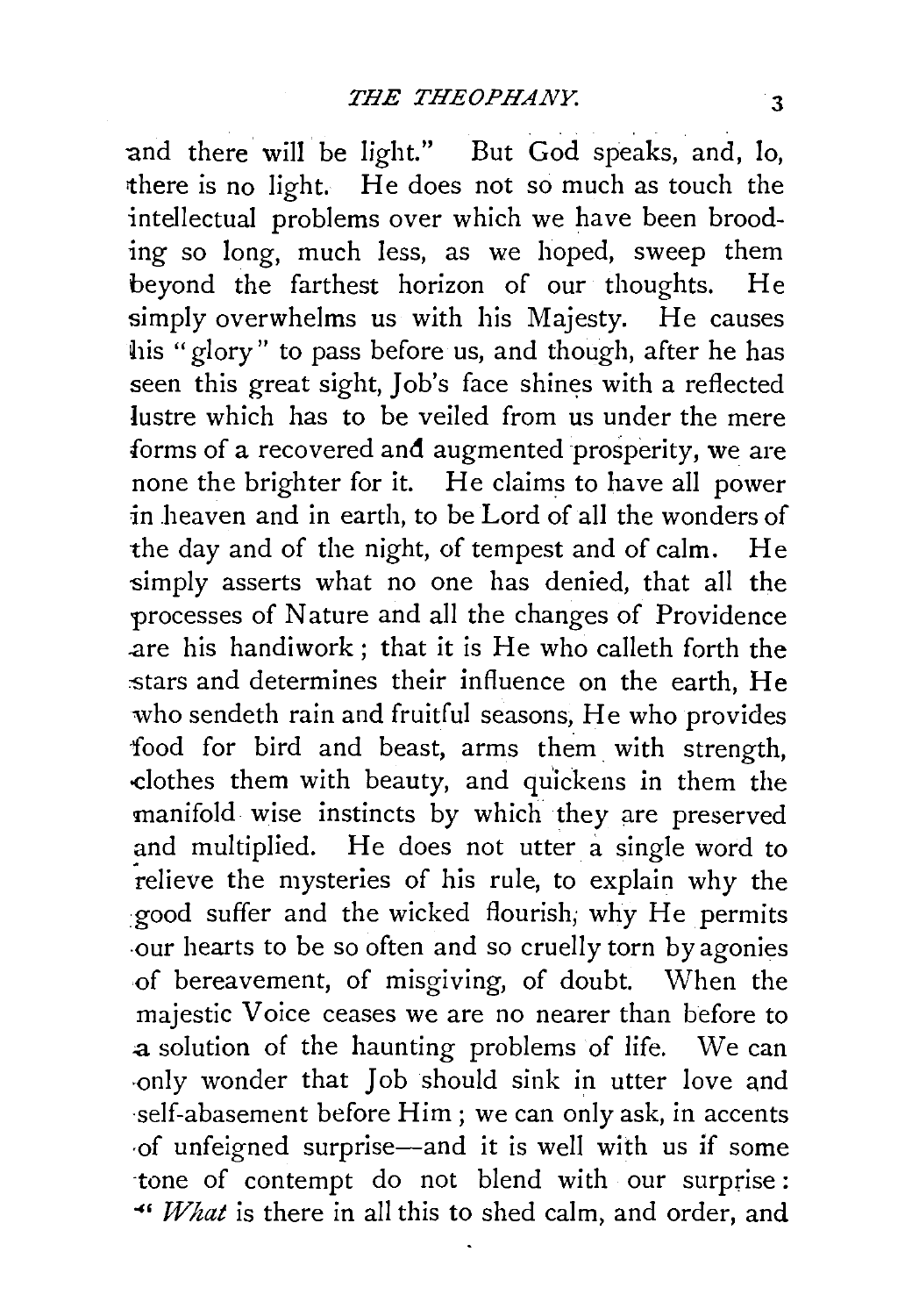and there will be light." But God speaks, and, lo, there is no light. He does not so much as touch the intellectual problems over which we have been brooding so long, much less, as we hoped, sweep them beyond the farthest horizon of our thoughts. He simply overwhelms us with his Majesty. He causes his "glory" to pass before us, and though, after he has seen this great sight, Job's face shines with a reflected lustre which has to be veiled from us under the mere forms of a recovered and augmented prosperity, we are none the brighter for it. He claims to have all power in heaven and in earth, to be Lord of all the wonders of the day and of the night, of tempest and of calm. He simply asserts what no one has denied, that all the processes of Nature and all the changes of Providence are his handiwork; that it is He who calleth forth the stars and determines their influence on the earth, He who sendeth rain and fruitful seasons, He who provides food for bird and beast, arms them with strength, clothes them with beauty, and quickens in them the manifold wise instincts by which they are preserved and multiplied. He does not utter a single word to relieve the mysteries of his rule, to explain why the good suffer and the wicked flourish, why He permits our hearts to be so often and so cruelly torn by agonies of bereavement, of misgiving, of doubt. When the majestic Voice ceases we are no nearer than before to a solution of the haunting problems of life. We can only wonder that Job should sink in utter love and self-abasement before Him; we can only ask, in accents of unfeigned surprise—and it is well with us if some tone of contempt do not blend with our surprise: "*What* is there in all this to shed calm, and order, and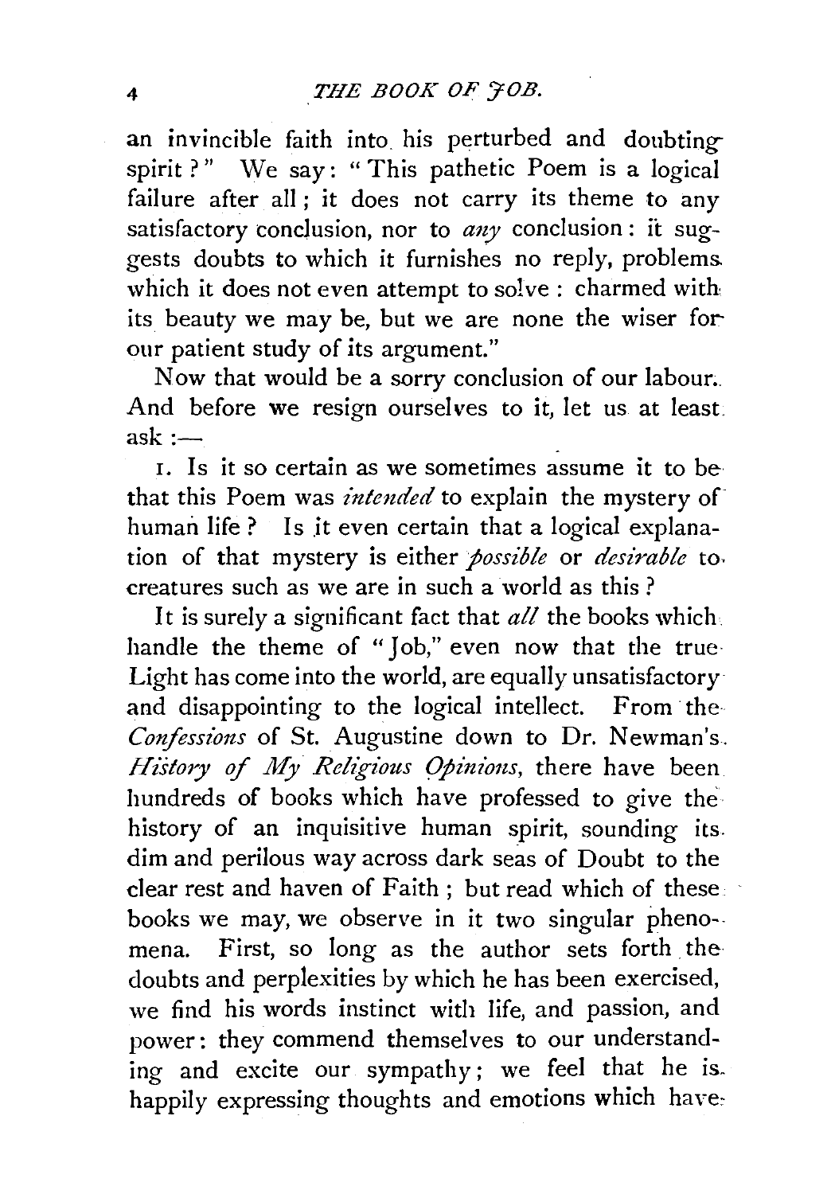an invincible faith into his perturbed and doubting spirit?" We say: "This pathetic Poem is a logical failure after all; it does not carry its theme to any satisfactory conclusion, nor to *any* conclusion: it suggests doubts to which it furnishes no reply, problems which it does not even attempt to solve: charmed with its beauty we may be, but we are none the wiser for our patient study of its argument."

Now that would be a sorry conclusion of our labour. And before we resign ourselves to it, let us at least ask:—

1. Is it so certain as we sometimes assume it to be that this Poem was *intended* to explain the mystery of human life? Is it even certain that a logical explanation of that mystery is either *possible* or *desirable* to creatures such as we are in such a world as this?

It is surely a significant fact that *all* the books which handle the theme of "Job," even now that the true Light has come into the world, are equally unsatisfactory and disappointing to the logical intellect. From the *Confessions* of St. Augustine down to Dr. Newman's *History of My Religious Opinions*, there have been hundreds of books which have professed to give the history of an inquisitive human spirit, sounding its dim and perilous way across dark seas of Doubt to the clear rest and haven of Faith; but read which of these books we may, we observe in it two singular phenomena. First, so long as the author sets forth the doubts and perplexities by which he has been exercised, we find his words instinct with life, and passion, and power: they commend themselves to our understanding and excite our sympathy; we feel that he is happily expressing thoughts and emotions which have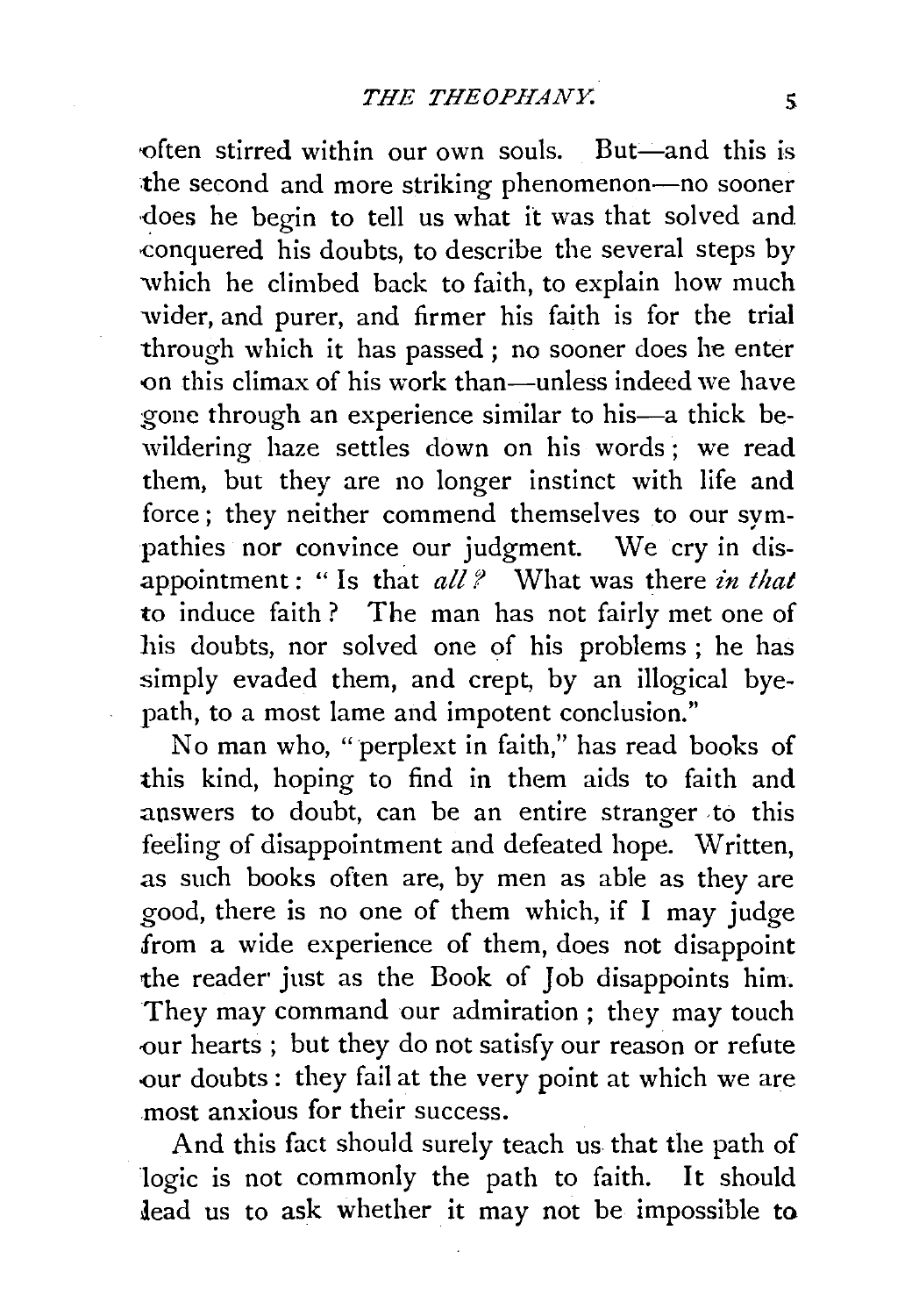often stirred within our own souls. But—and this is the second and more striking phenomenon—no sooner does he begin to tell us what it was that solved and conquered his doubts, to describe the several steps by which he climbed back to faith, to explain how much wider, and purer, and firmer his faith is for the trial through which it has passed; no sooner does he enter on this climax of his work than—unless indeed we have gone through an experience similar to his—a thick bewildering haze settles down on his words; we read them, but they are no longer instinct with life and force; they neither commend themselves to our sympathies nor convince our judgment. We cry in disappointment: "Is that *all?* What was there *in that* to induce faith? The man has not fairly met one of his doubts, nor solved one of his problems; he has simply evaded them, and crept, by an illogical byepath, to a most lame and impotent conclusion."

No man who, "perplext in faith," has read books of this kind, hoping to find in them aids to faith and answers to doubt, can be an entire stranger to this feeling of disappointment and defeated hope. Written, as such books often are, by men as able as they are good, there is no one of them which, if I may judge from a wide experience of them, does not disappoint the reader just as the Book of Job disappoints him. They may command our admiration; they may touch our hearts; but they do not satisfy our reason or refute our doubts: they fail at the very point at which we are most anxious for their success.

And this fact should surely teach us that the path of logic is not commonly the path to faith. It should lead us to ask whether it may not be impossible to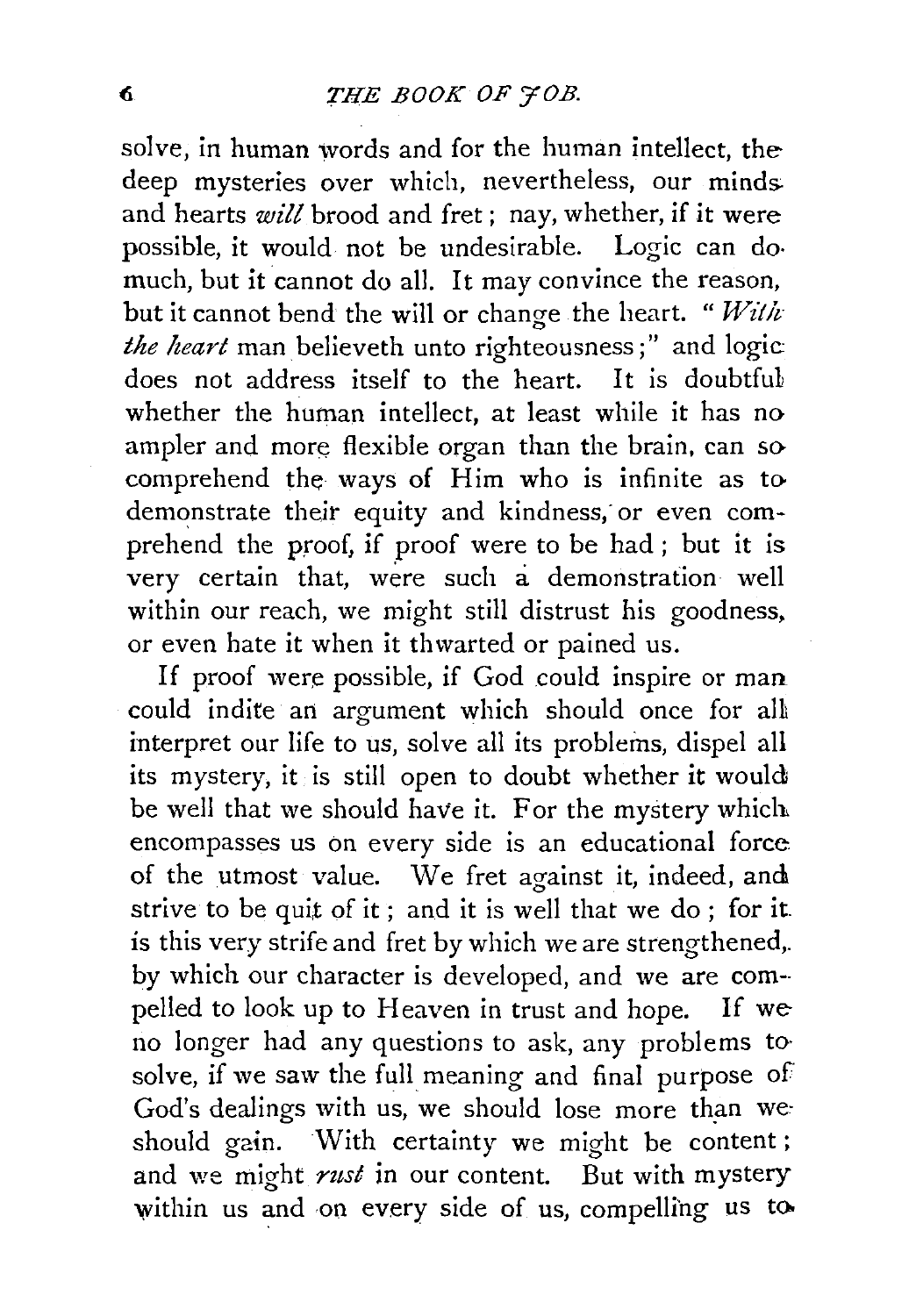solve, in human words and for the human intellect, the deep mysteries over which, nevertheless, our minds and hearts *will* brood and fret; nay, whether, if it were possible, it would not be undesirable. Logic can do much, but it cannot do all. It may convince the reason, but it cannot bend the will or change the heart. "*With the heart* man believeth unto righteousness;" and logic does not address itself to the heart. It is doubtful whether the human intellect, at least while it has no ampler and more flexible organ than the brain, can so comprehend the ways of Him who is infinite as to demonstrate their equity and kindness, or even comprehend the proof, if proof were to be had; but it is very certain that, were such a demonstration well within our reach, we might still distrust his goodness, or even hate it when it thwarted or pained us.

If proof were possible, if God could inspire or man could indite an argument which should once for all interpret our life to us, solve all its problems, dispel all its mystery, it is still open to doubt whether it would be well that we should have it. For the mystery which encompasses us on every side is an educational force of the utmost value. We fret against it, indeed, and strive to be quit of it; and it is well that we do; for it is this very strife and fret by which we are strengthened, by which our character is developed, and we are compelled to look up to Heaven in trust and hope. If we no longer had any questions to ask, any problems to solve, if we saw the full meaning and final purpose of God's dealings with us, we should lose more than we should gain. With certainty we might be content; and we might *rust* in our content. But with mystery within us and on every side of us, compelling us to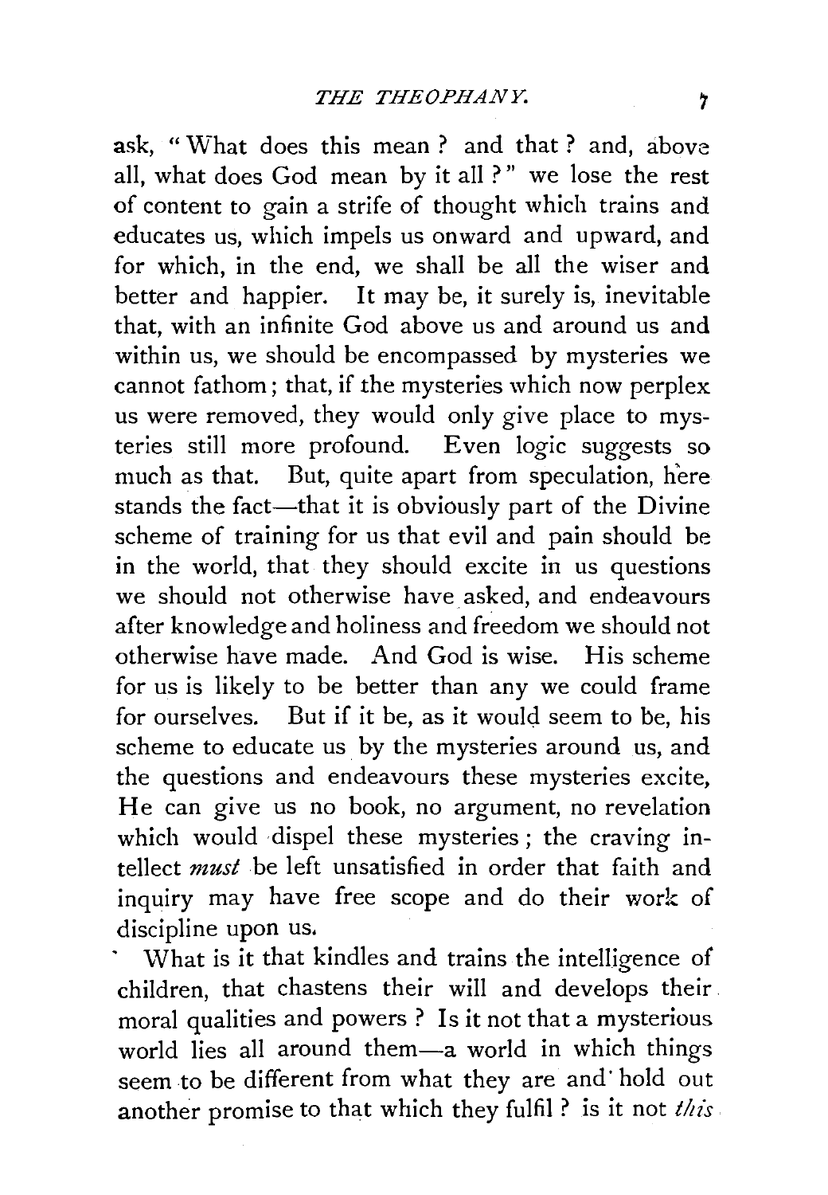ask, "What does this mean? and that? and, above all, what does God mean by it all?" we lose the rest of content to gain a strife of thought which trains and educates us, which impels us onward and upward, and for which, in the end, we shall be all the wiser and better and happier. It may be, it surely is, inevitable that, with an infinite God above us and around us and within us, we should be encompassed by mysteries we cannot fathom; that, if the mysteries which now perplex us were removed, they would only give place to mysteries still more profound. Even logic suggests so much as that. But, quite apart from speculation, here stands the fact—that it is obviously part of the Divine scheme of training for us that evil and pain should be in the world, that they should excite in us questions we should not otherwise have asked, and endeavours after knowledge and holiness and freedom we should not otherwise have made. And God is wise. His scheme for us is likely to be better than any we could frame for ourselves. But if it be, as it would seem to be, his scheme to educate us by the mysteries around us, and the questions and endeavours these mysteries excite, He can give us no book, no argument, no revelation which would dispel these mysteries; the craving intellect *must* be left unsatisfied in order that faith and inquiry may have free scope and do their work of discipline upon us.

What is it that kindles and trains the intelligence of children, that chastens their will and develops their moral qualities and powers? Is it not that a mysterious world lies all around them—a world in which things seem to be different from what they are and hold out another promise to that which they fulfil? is it not *this*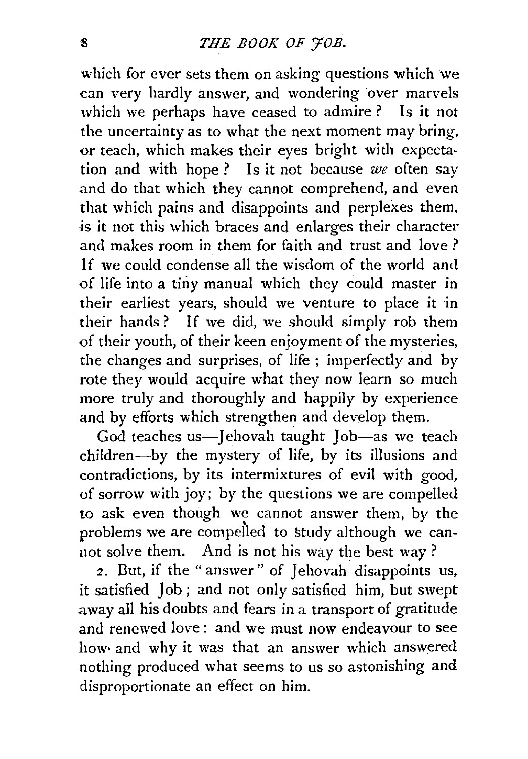which for ever sets them on asking questions which we can very hardly answer, and wondering over marvels which we perhaps have ceased to admire? Is it not the uncertainty as to what the next moment may bring, or teach, which makes their eyes bright with expectation and with hope? Is it not because *we* often say and do that which they cannot comprehend, and even that which pains and disappoints and perplexes them, is it not this which braces and enlarges their character and makes room in them for faith and trust and love? If we could condense all the wisdom of the world and of life into a tiny manual which they could master in their earliest years, should we venture to place it in their hands? If we did, we should simply rob them of their youth, of their keen enjoyment of the mysteries, the changes and surprises, of life; imperfectly and by rote they would acquire what they now learn so much more truly and thoroughly and happily by experience and by efforts which strengthen and develop them.

God teaches us—Jehovah taught Job—as we teach children—by the mystery of life, by its illusions and contradictions, by its intermixtures of evil with good, of sorrow with joy; by the questions we are compelled to ask even though we cannot answer them, by the problems we are compelled to study although we cannot solve them. And is not his way the best way?

2. But, if the "answer" of Jehovah disappoints us, it satisfied Job; and not only satisfied him, but swept away all his doubts and fears in a transport of gratitude and renewed love: and we must now endeavour to see how and why it was that an answer which answered nothing produced what seems to us so astonishing and disproportionate an effect on him.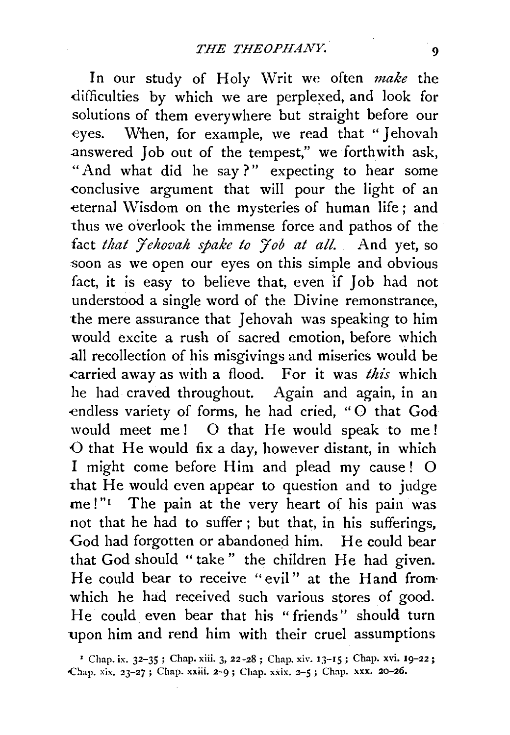In our study of Holy Writ we often *make* the difficulties by which we are perplexed, and look for solutions of them everywhere but straight before our eyes. When, for example, we read that "Jehovah answered Job out of the tempest," we forthwith ask, "And what did he say?" expecting to hear some conclusive argument that will pour the light of an eternal Wisdom on the mysteries of human life; and thus we overlook the immense force and pathos of the fact *that Jehovah spake to Job at all.* And yet, so soon as we open our eyes on this simple and obvious fact, it is easy to believe that, even if Job had not understood a single word of the Divine remonstrance, the mere assurance that Jehovah was speaking to him would excite a rush of sacred emotion, before which all recollection of his misgivings and miseries would be carried away as with a flood. For it was *this* which he had craved throughout. Again and again, in an endless variety of forms, he had cried, "O that God would meet me! O that He would speak to me! O that He would fix a day, however distant, in which I might come before Him and plead my cause! O that He would even appear to question and to judge me!"[1] The pain at the very heart of his pain was not that he had to suffer; but that, in his sufferings, God had forgotten or abandoned him. He could bear that God should "take" the children He had given. He could bear to receive "evil" at the Hand from which he had received such various stores of good. He could even bear that his "friends" should turn upon him and rend him with their cruel assumptions

[1] Chap. ix. 32-35; Chap. xiii. 3, 22-28; Chap. xiv. 13-15; Chap. xvi. 19-22; Chap. xix. 23-27; Chap. xxiii. 2-9; Chap. xxix. 2-5; Chap. xxx. 20-26.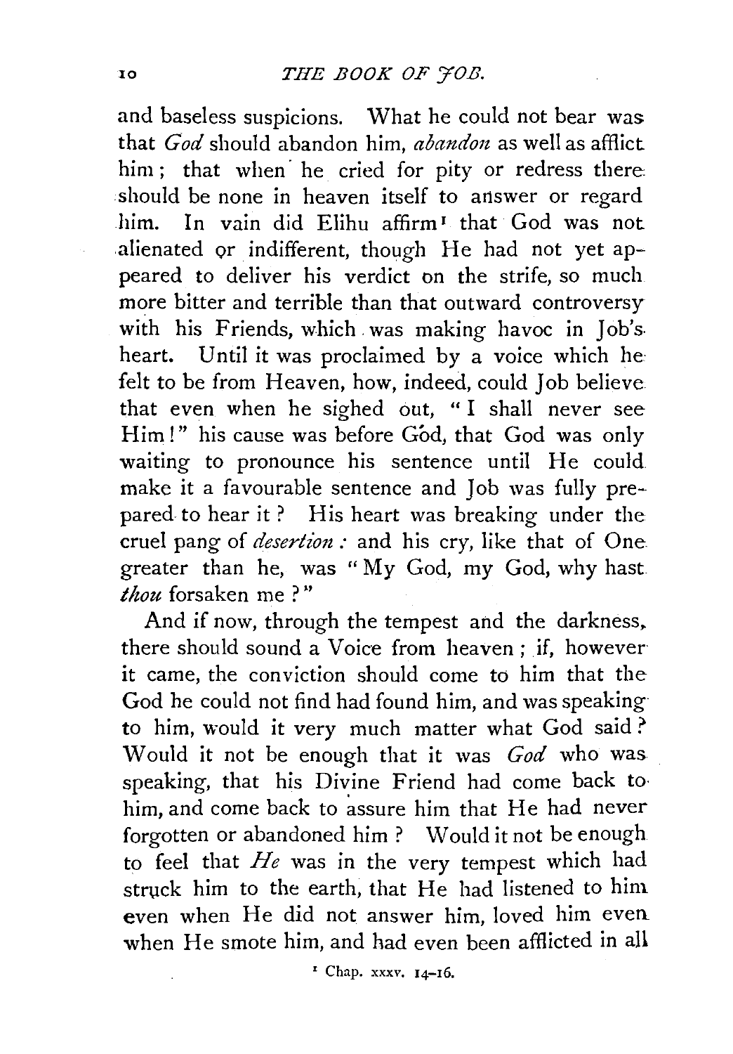and baseless suspicions. What he could not bear was that *God* should abandon him, *abandon* as well as afflict him; that when he cried for pity or redress there should be none in heaven itself to answer or regard him. In vain did Elihu affirm[1] that God was not alienated or indifferent, though He had not yet appeared to deliver his verdict on the strife, so much more bitter and terrible than that outward controversy with his Friends, which was making havoc in Job's heart. Until it was proclaimed by a voice which he felt to be from Heaven, how, indeed, could Job believe that even when he sighed out, "I shall never see Him!" his cause was before God, that God was only waiting to pronounce his sentence until He could make it a favourable sentence and Job was fully prepared to hear it? His heart was breaking under the cruel pang of *desertion*: and his cry, like that of One greater than he, was "My God, my God, why hast *thou* forsaken me?"

And if now, through the tempest and the darkness, there should sound a Voice from heaven; if, however it came, the conviction should come to him that the God he could not find had found him, and was speaking to him, would it very much matter what God said? Would it not be enough that it was *God* who was speaking, that his Divine Friend had come back to him, and come back to assure him that He had never forgotten or abandoned him? Would it not be enough to feel that *He* was in the very tempest which had struck him to the earth, that He had listened to him even when He did not answer him, loved him even when He smote him, and had even been afflicted in all

[1] Chap. xxxv. 14–16.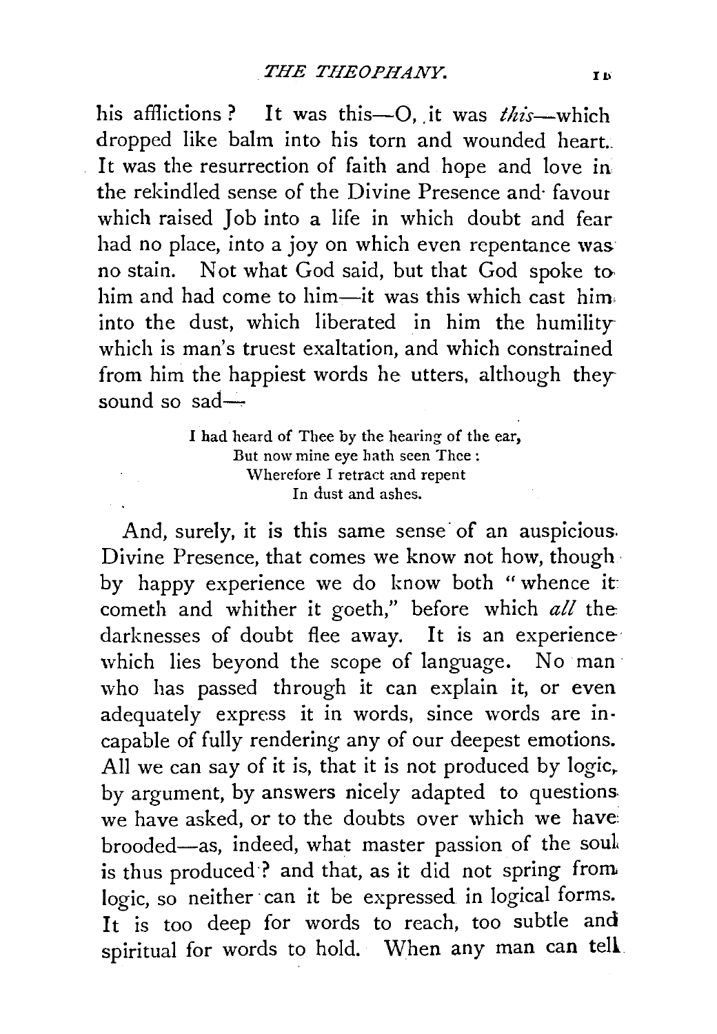his afflictions? It was this—O, it was *this*—which dropped like balm into his torn and wounded heart. It was the resurrection of faith and hope and love in the rekindled sense of the Divine Presence and favour which raised Job into a life in which doubt and fear had no place, into a joy on which even repentance was no stain. Not what God said, but that God spoke to him and had come to him—it was this which cast him into the dust, which liberated in him the humility which is man's truest exaltation, and which constrained from him the happiest words he utters, although they sound so sad—

> I had heard of Thee by the hearing of the ear,
> But now mine eye hath seen Thee:
> Wherefore I retract and repent
> In dust and ashes.

And, surely, it is this same sense of an auspicious Divine Presence, that comes we know not how, though by happy experience we do know both "whence it cometh and whither it goeth," before which *all* the darknesses of doubt flee away. It is an experience which lies beyond the scope of language. No man who has passed through it can explain it, or even adequately express it in words, since words are incapable of fully rendering any of our deepest emotions. All we can say of it is, that it is not produced by logic, by argument, by answers nicely adapted to questions we have asked, or to the doubts over which we have brooded—as, indeed, what master passion of the soul is thus produced? and that, as it did not spring from logic, so neither can it be expressed in logical forms. It is too deep for words to reach, too subtle and spiritual for words to hold. When any man can tell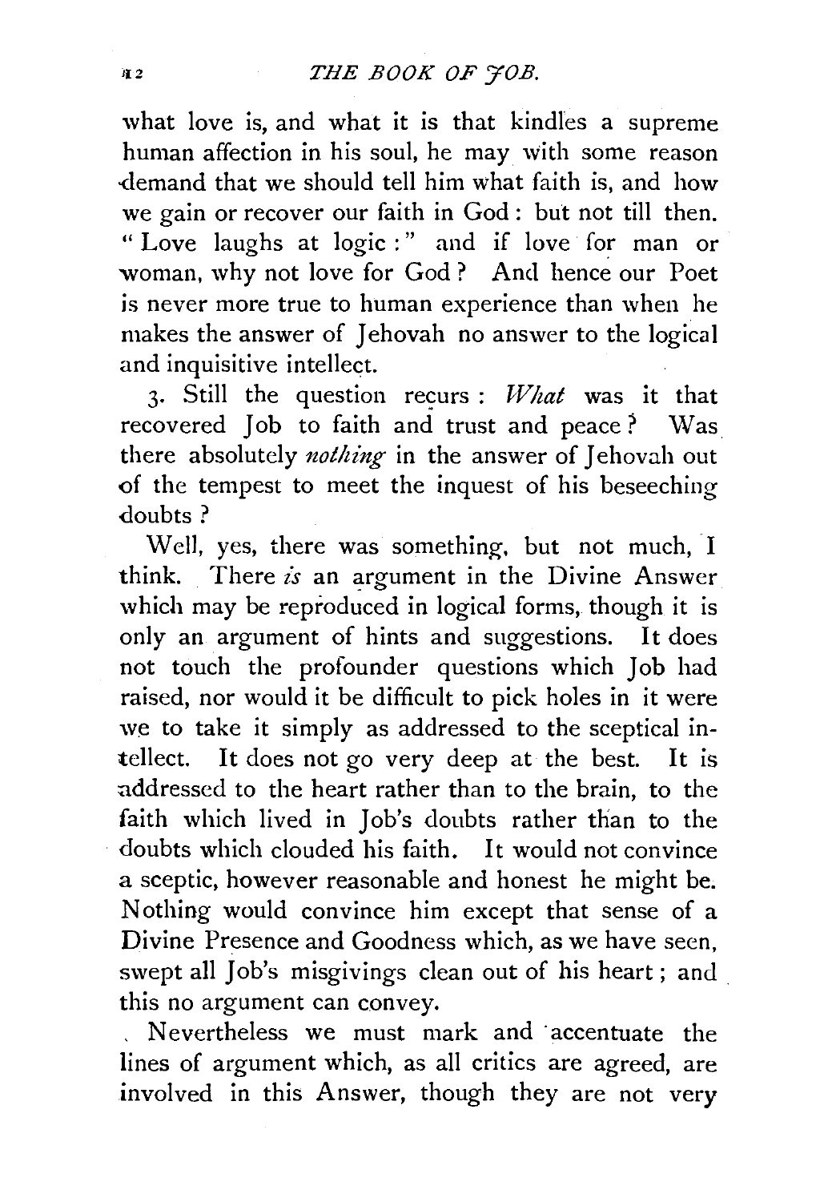what love is, and what it is that kindles a supreme human affection in his soul, he may with some reason demand that we should tell him what faith is, and how we gain or recover our faith in God: but not till then. "Love laughs at logic:" and if love for man or woman, why not love for God? And hence our Poet is never more true to human experience than when he makes the answer of Jehovah no answer to the logical and inquisitive intellect.

3. Still the question recurs: *What* was it that recovered Job to faith and trust and peace? Was there absolutely *nothing* in the answer of Jehovah out of the tempest to meet the inquest of his beseeching doubts?

Well, yes, there was something, but not much, I think. There *is* an argument in the Divine Answer which may be reproduced in logical forms, though it is only an argument of hints and suggestions. It does not touch the profounder questions which Job had raised, nor would it be difficult to pick holes in it were we to take it simply as addressed to the sceptical intellect. It does not go very deep at the best. It is addressed to the heart rather than to the brain, to the faith which lived in Job's doubts rather than to the doubts which clouded his faith. It would not convince a sceptic, however reasonable and honest he might be. Nothing would convince him except that sense of a Divine Presence and Goodness which, as we have seen, swept all Job's misgivings clean out of his heart; and this no argument can convey.

Nevertheless we must mark and accentuate the lines of argument which, as all critics are agreed, are involved in this Answer, though they are not very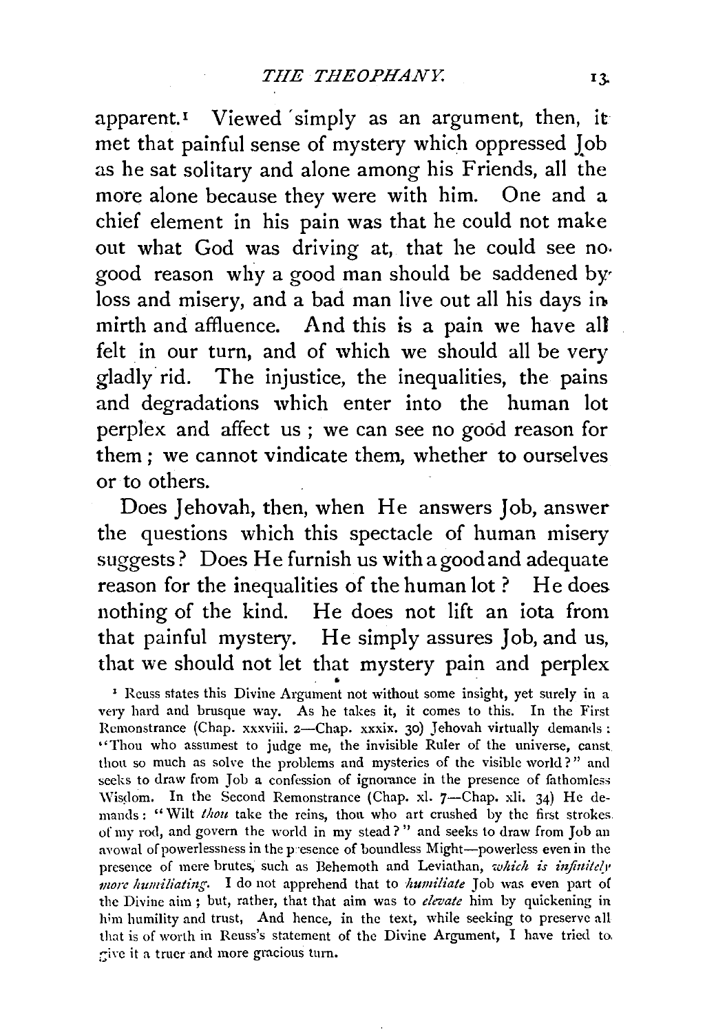apparent.[1] Viewed simply as an argument, then, it met that painful sense of mystery which oppressed Job as he sat solitary and alone among his Friends, all the more alone because they were with him. One and a chief element in his pain was that he could not make out what God was driving at, that he could see no good reason why a good man should be saddened by loss and misery, and a bad man live out all his days in mirth and affluence. And this is a pain we have all felt in our turn, and of which we should all be very gladly rid. The injustice, the inequalities, the pains and degradations which enter into the human lot perplex and affect us; we can see no good reason for them; we cannot vindicate them, whether to ourselves or to others.

Does Jehovah, then, when He answers Job, answer the questions which this spectacle of human misery suggests? Does He furnish us with a good and adequate reason for the inequalities of the human lot? He does nothing of the kind. He does not lift an iota from that painful mystery. He simply assures Job, and us, that we should not let that mystery pain and perplex

[1] Reuss states this Divine Argument not without some insight, yet surely in a very hard and brusque way. As he takes it, it comes to this. In the First Remonstrance (Chap. xxxviii. 2—Chap. xxxix. 30) Jehovah virtually demands: "Thou who assumest to judge me, the invisible Ruler of the universe, canst thou so much as solve the problems and mysteries of the visible world?" and seeks to draw from Job a confession of ignorance in the presence of fathomless Wisdom. In the Second Remonstrance (Chap. xl. 7—Chap. xli. 34) He demands: "Wilt *thou* take the reins, thou who art crushed by the first strokes of my rod, and govern the world in my stead?" and seeks to draw from Job an avowal of powerlessness in the presence of boundless Might—powerless even in the presence of mere brutes, such as Behemoth and Leviathan, *which is infinitely more humiliating*. I do not apprehend that to *humiliate* Job was even part of the Divine aim; but, rather, that that aim was to *elevate* him by quickening in him humility and trust, And hence, in the text, while seeking to preserve all that is of worth in Reuss's statement of the Divine Argument, I have tried to give it a truer and more gracious turn.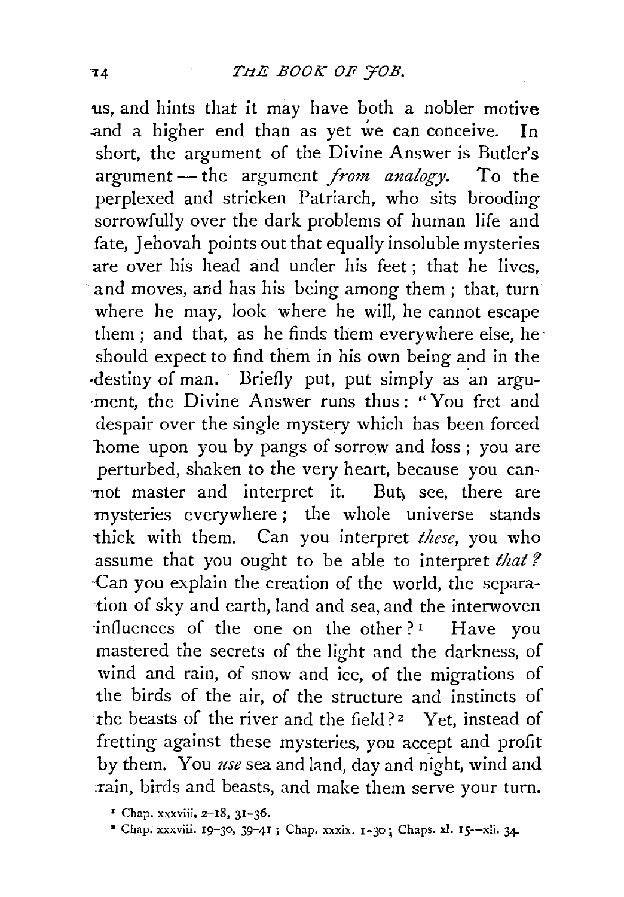us, and hints that it may have both a nobler motive and a higher end than as yet we can conceive. In short, the argument of the Divine Answer is Butler's argument — the argument *from analogy*. To the perplexed and stricken Patriarch, who sits brooding sorrowfully over the dark problems of human life and fate, Jehovah points out that equally insoluble mysteries are over his head and under his feet; that he lives, and moves, and has his being among them; that, turn where he may, look where he will, he cannot escape them; and that, as he finds them everywhere else, he should expect to find them in his own being and in the destiny of man. Briefly put, put simply as an argument, the Divine Answer runs thus: "You fret and despair over the single mystery which has been forced home upon you by pangs of sorrow and loss; you are perturbed, shaken to the very heart, because you cannot master and interpret it. But, see, there are mysteries everywhere; the whole universe stands thick with them. Can you interpret *these*, you who assume that you ought to be able to interpret *that*? Can you explain the creation of the world, the separation of sky and earth, land and sea, and the interwoven influences of the one on the other?[1] Have you mastered the secrets of the light and the darkness, of wind and rain, of snow and ice, of the migrations of the birds of the air, of the structure and instincts of the beasts of the river and the field?[2] Yet, instead of fretting against these mysteries, you accept and profit by them. You *use* sea and land, day and night, wind and rain, birds and beasts, and make them serve your turn.

[1] Chap. xxxviii. 2–18, 31–36.

[2] Chap. xxxviii. 19–30, 39–41; Chap. xxxix. 1–30; Chaps. xl. 15–xli. 34.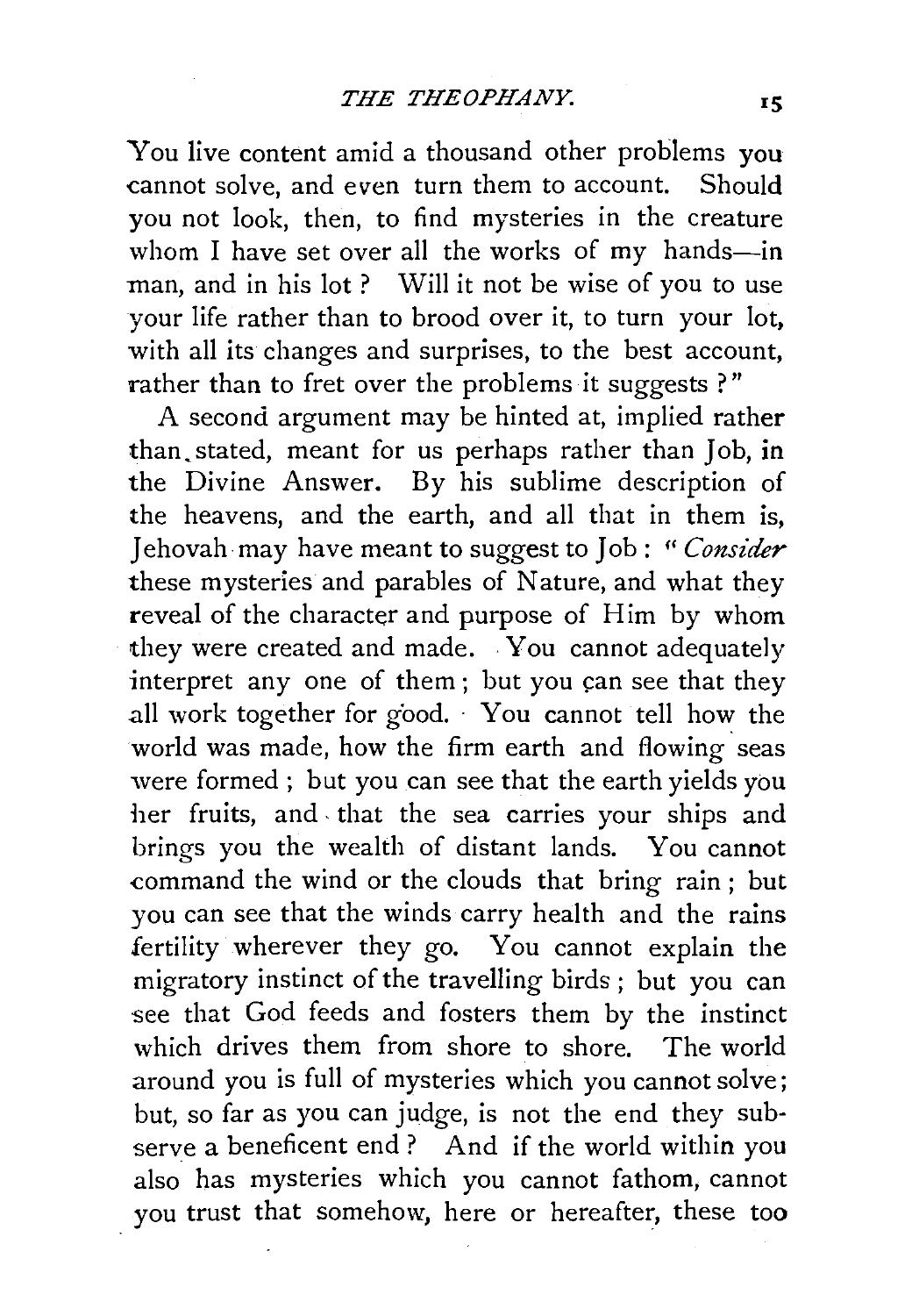You live content amid a thousand other problems you cannot solve, and even turn them to account. Should you not look, then, to find mysteries in the creature whom I have set over all the works of my hands—in man, and in his lot? Will it not be wise of you to use your life rather than to brood over it, to turn your lot, with all its changes and surprises, to the best account, rather than to fret over the problems it suggests?"

A second argument may be hinted at, implied rather than stated, meant for us perhaps rather than Job, in the Divine Answer. By his sublime description of the heavens, and the earth, and all that in them is, Jehovah may have meant to suggest to Job: "*Consider* these mysteries and parables of Nature, and what they reveal of the character and purpose of Him by whom they were created and made. You cannot adequately interpret any one of them; but you can see that they all work together for good. You cannot tell how the world was made, how the firm earth and flowing seas were formed; but you can see that the earth yields you her fruits, and that the sea carries your ships and brings you the wealth of distant lands. You cannot command the wind or the clouds that bring rain; but you can see that the winds carry health and the rains fertility wherever they go. You cannot explain the migratory instinct of the travelling birds; but you can see that God feeds and fosters them by the instinct which drives them from shore to shore. The world around you is full of mysteries which you cannot solve; but, so far as you can judge, is not the end they subserve a beneficent end? And if the world within you also has mysteries which you cannot fathom, cannot you trust that somehow, here or hereafter, these too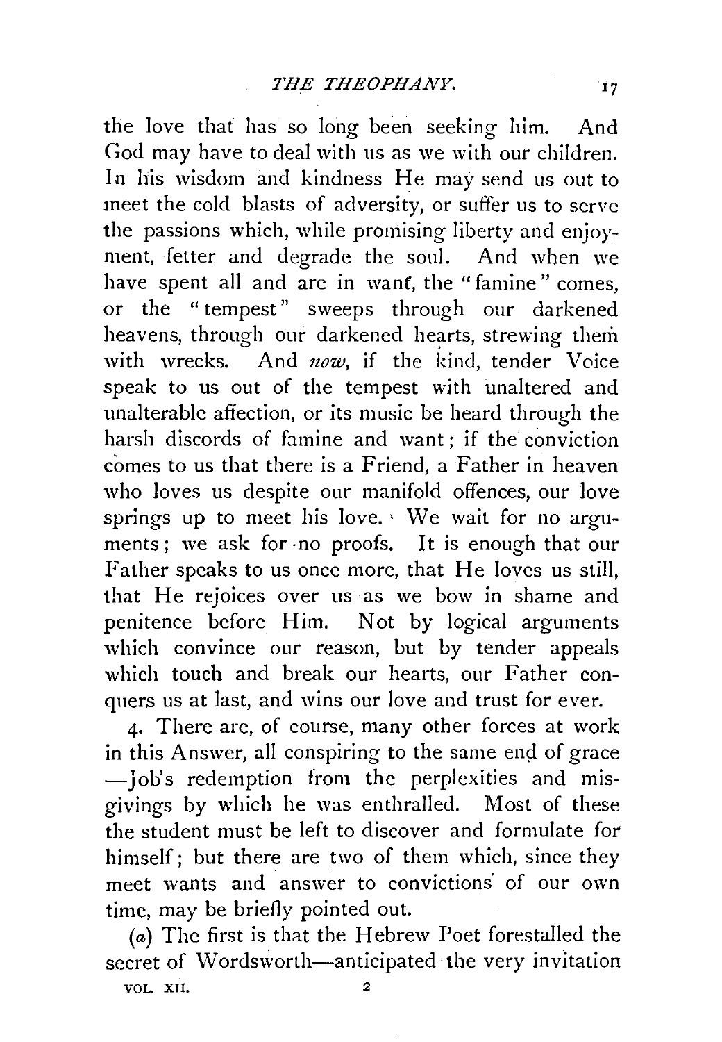the love that has so long been seeking him. And God may have to deal with us as we with our children. In his wisdom and kindness He may send us out to meet the cold blasts of adversity, or suffer us to serve the passions which, while promising liberty and enjoyment, fetter and degrade the soul. And when we have spent all and are in want, the "famine" comes, or the "tempest" sweeps through our darkened heavens, through our darkened hearts, strewing them with wrecks. And *now*, if the kind, tender Voice speak to us out of the tempest with unaltered and unalterable affection, or its music be heard through the harsh discords of famine and want; if the conviction comes to us that there is a Friend, a Father in heaven who loves us despite our manifold offences, our love springs up to meet his love. We wait for no arguments; we ask for no proofs. It is enough that our Father speaks to us once more, that He loves us still, that He rejoices over us as we bow in shame and penitence before Him. Not by logical arguments which convince our reason, but by tender appeals which touch and break our hearts, our Father conquers us at last, and wins our love and trust for ever.

4. There are, of course, many other forces at work in this Answer, all conspiring to the same end of grace —Job's redemption from the perplexities and misgivings by which he was enthralled. Most of these the student must be left to discover and formulate for himself; but there are two of them which, since they meet wants and answer to convictions of our own time, may be briefly pointed out.

(*a*) The first is that the Hebrew Poet forestalled the secret of Wordsworth—anticipated the very invitation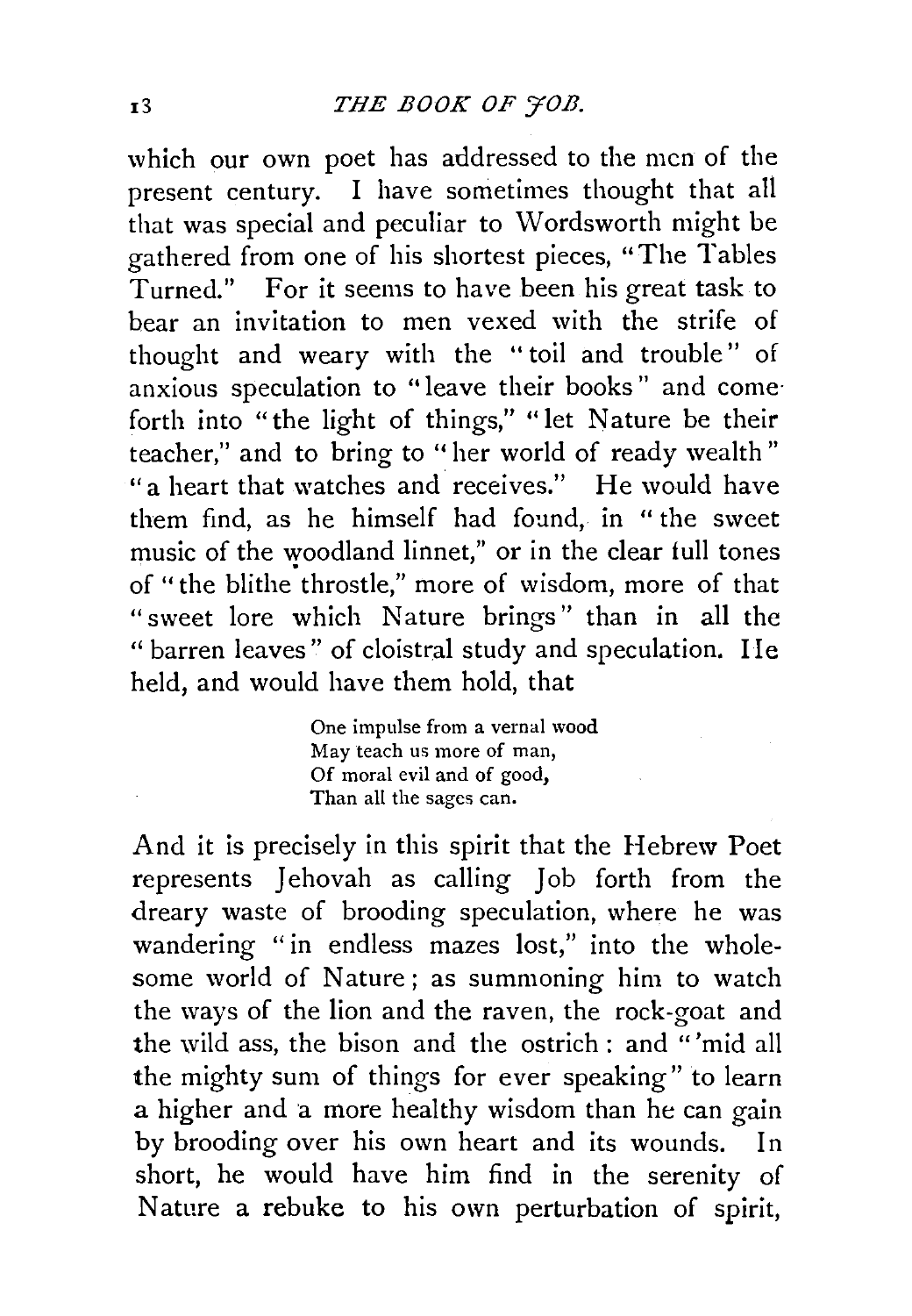which our own poet has addressed to the men of the present century. I have sometimes thought that all that was special and peculiar to Wordsworth might be gathered from one of his shortest pieces, "The Tables Turned." For it seems to have been his great task to bear an invitation to men vexed with the strife of thought and weary with the "toil and trouble" of anxious speculation to "leave their books" and come forth into "the light of things," "let Nature be their teacher," and to bring to "her world of ready wealth" "a heart that watches and receives." He would have them find, as he himself had found, in "the sweet music of the woodland linnet," or in the clear full tones of "the blithe throstle," more of wisdom, more of that "sweet lore which Nature brings" than in all the "barren leaves" of cloistral study and speculation. He held, and would have them hold, that

> One impulse from a vernal wood
> May teach us more of man,
> Of moral evil and of good,
> Than all the sages can.

And it is precisely in this spirit that the Hebrew Poet represents Jehovah as calling Job forth from the dreary waste of brooding speculation, where he was wandering "in endless mazes lost," into the wholesome world of Nature; as summoning him to watch the ways of the lion and the raven, the rock-goat and the wild ass, the bison and the ostrich: and "'mid all the mighty sum of things for ever speaking" to learn a higher and a more healthy wisdom than he can gain by brooding over his own heart and its wounds. In short, he would have him find in the serenity of Nature a rebuke to his own perturbation of spirit,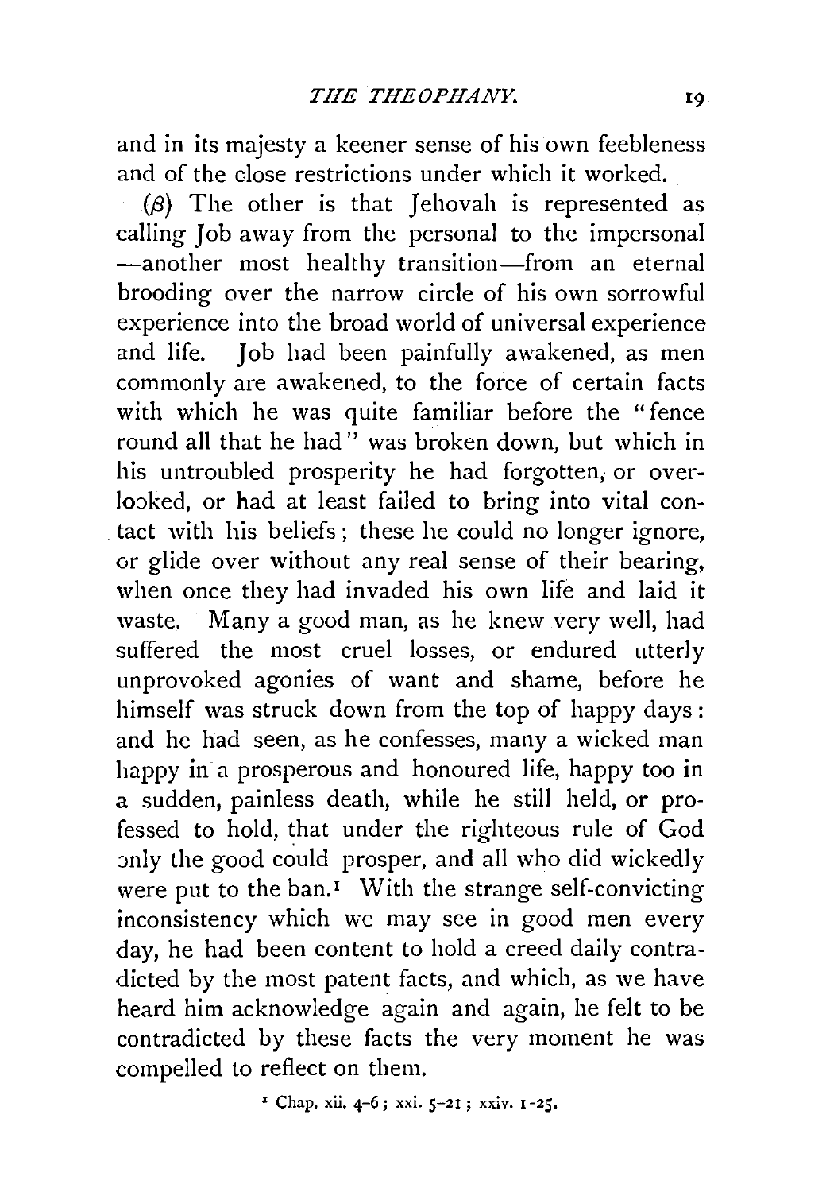and in its majesty a keener sense of his own feebleness and of the close restrictions under which it worked.

($\beta$) The other is that Jehovah is represented as calling Job away from the personal to the impersonal —another most healthy transition—from an eternal brooding over the narrow circle of his own sorrowful experience into the broad world of universal experience and life. Job had been painfully awakened, as men commonly are awakened, to the force of certain facts with which he was quite familiar before the "fence round all that he had" was broken down, but which in his untroubled prosperity he had forgotten, or overlooked, or had at least failed to bring into vital contact with his beliefs; these he could no longer ignore, or glide over without any real sense of their bearing, when once they had invaded his own life and laid it waste. Many a good man, as he knew very well, had suffered the most cruel losses, or endured utterly unprovoked agonies of want and shame, before he himself was struck down from the top of happy days: and he had seen, as he confesses, many a wicked man happy in a prosperous and honoured life, happy too in a sudden, painless death, while he still held, or professed to hold, that under the righteous rule of God only the good could prosper, and all who did wickedly were put to the ban.[1] With the strange self-convicting inconsistency which we may see in good men every day, he had been content to hold a creed daily contradicted by the most patent facts, and which, as we have heard him acknowledge again and again, he felt to be contradicted by these facts the very moment he was compelled to reflect on them.

[1] Chap. xii. 4-6; xxi. 5-21; xxiv. 1-25.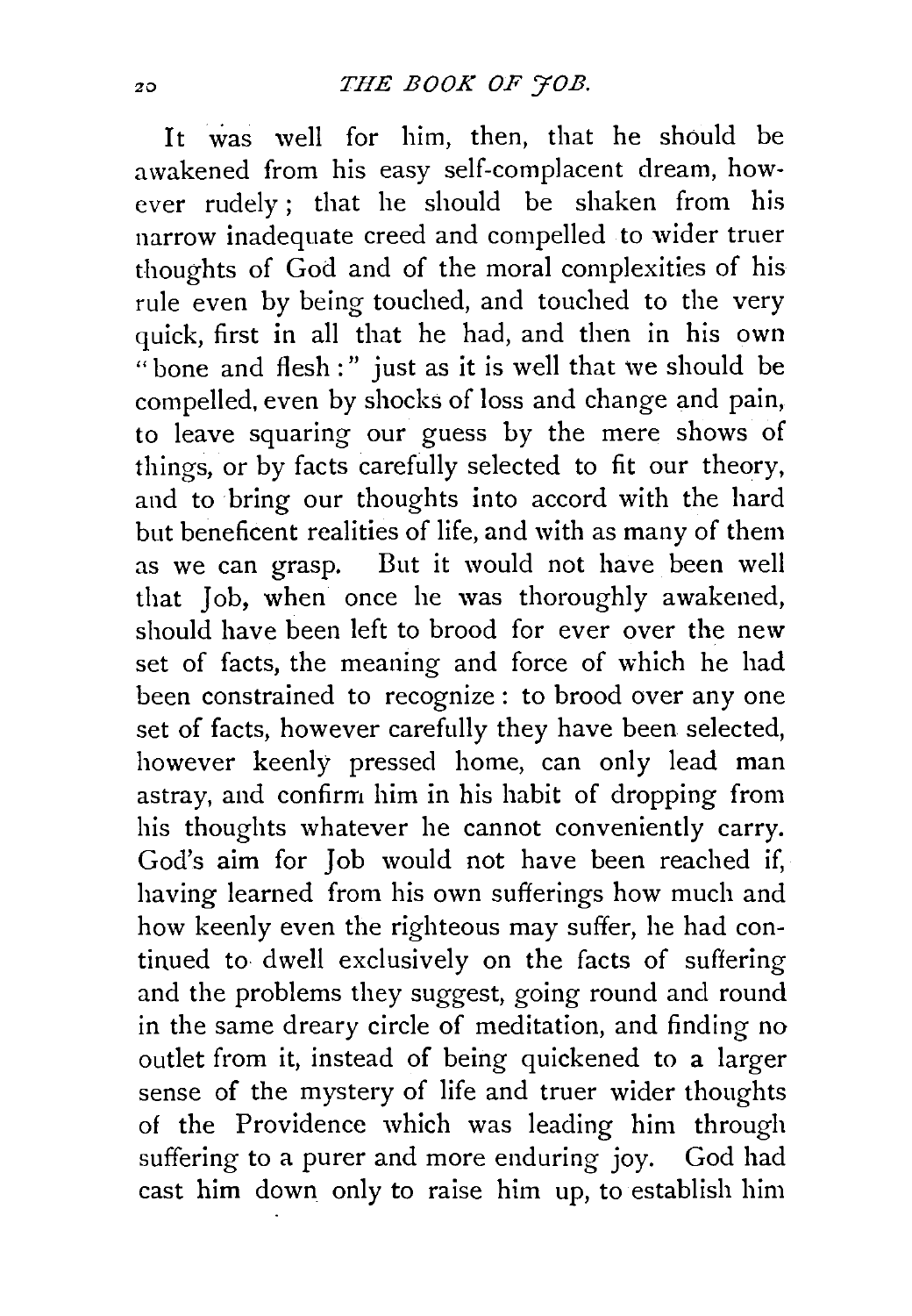It was well for him, then, that he should be awakened from his easy self-complacent dream, however rudely; that he should be shaken from his narrow inadequate creed and compelled to wider truer thoughts of God and of the moral complexities of his rule even by being touched, and touched to the very quick, first in all that he had, and then in his own "bone and flesh:" just as it is well that we should be compelled, even by shocks of loss and change and pain, to leave squaring our guess by the mere shows of things, or by facts carefully selected to fit our theory, and to bring our thoughts into accord with the hard but beneficent realities of life, and with as many of them as we can grasp. But it would not have been well that Job, when once he was thoroughly awakened, should have been left to brood for ever over the new set of facts, the meaning and force of which he had been constrained to recognize: to brood over any one set of facts, however carefully they have been selected, however keenly pressed home, can only lead man astray, and confirm him in his habit of dropping from his thoughts whatever he cannot conveniently carry. God's aim for Job would not have been reached if, having learned from his own sufferings how much and how keenly even the righteous may suffer, he had continued to dwell exclusively on the facts of suffering and the problems they suggest, going round and round in the same dreary circle of meditation, and finding no outlet from it, instead of being quickened to a larger sense of the mystery of life and truer wider thoughts of the Providence which was leading him through suffering to a purer and more enduring joy. God had cast him down only to raise him up, to establish him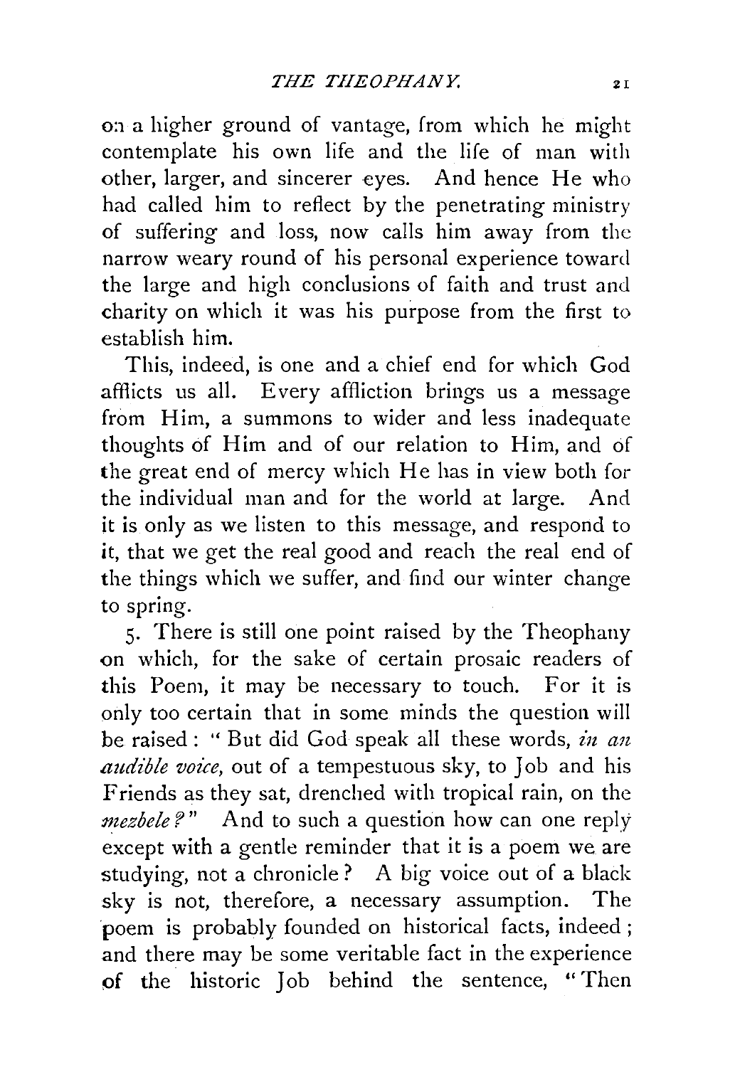on a higher ground of vantage, from which he might contemplate his own life and the life of man with other, larger, and sincerer eyes. And hence He who had called him to reflect by the penetrating ministry of suffering and loss, now calls him away from the narrow weary round of his personal experience toward the large and high conclusions of faith and trust and charity on which it was his purpose from the first to establish him.

This, indeed, is one and a chief end for which God afflicts us all. Every affliction brings us a message from Him, a summons to wider and less inadequate thoughts of Him and of our relation to Him, and of the great end of mercy which He has in view both for the individual man and for the world at large. And it is only as we listen to this message, and respond to it, that we get the real good and reach the real end of the things which we suffer, and find our winter change to spring.

5. There is still one point raised by the Theophany on which, for the sake of certain prosaic readers of this Poem, it may be necessary to touch. For it is only too certain that in some minds the question will be raised: "But did God speak all these words, *in an audible voice*, out of a tempestuous sky, to Job and his Friends as they sat, drenched with tropical rain, on the *mezbele?*" And to such a question how can one reply except with a gentle reminder that it is a poem we are studying, not a chronicle? A big voice out of a black sky is not, therefore, a necessary assumption. The poem is probably founded on historical facts, indeed; and there may be some veritable fact in the experience of the historic Job behind the sentence, "Then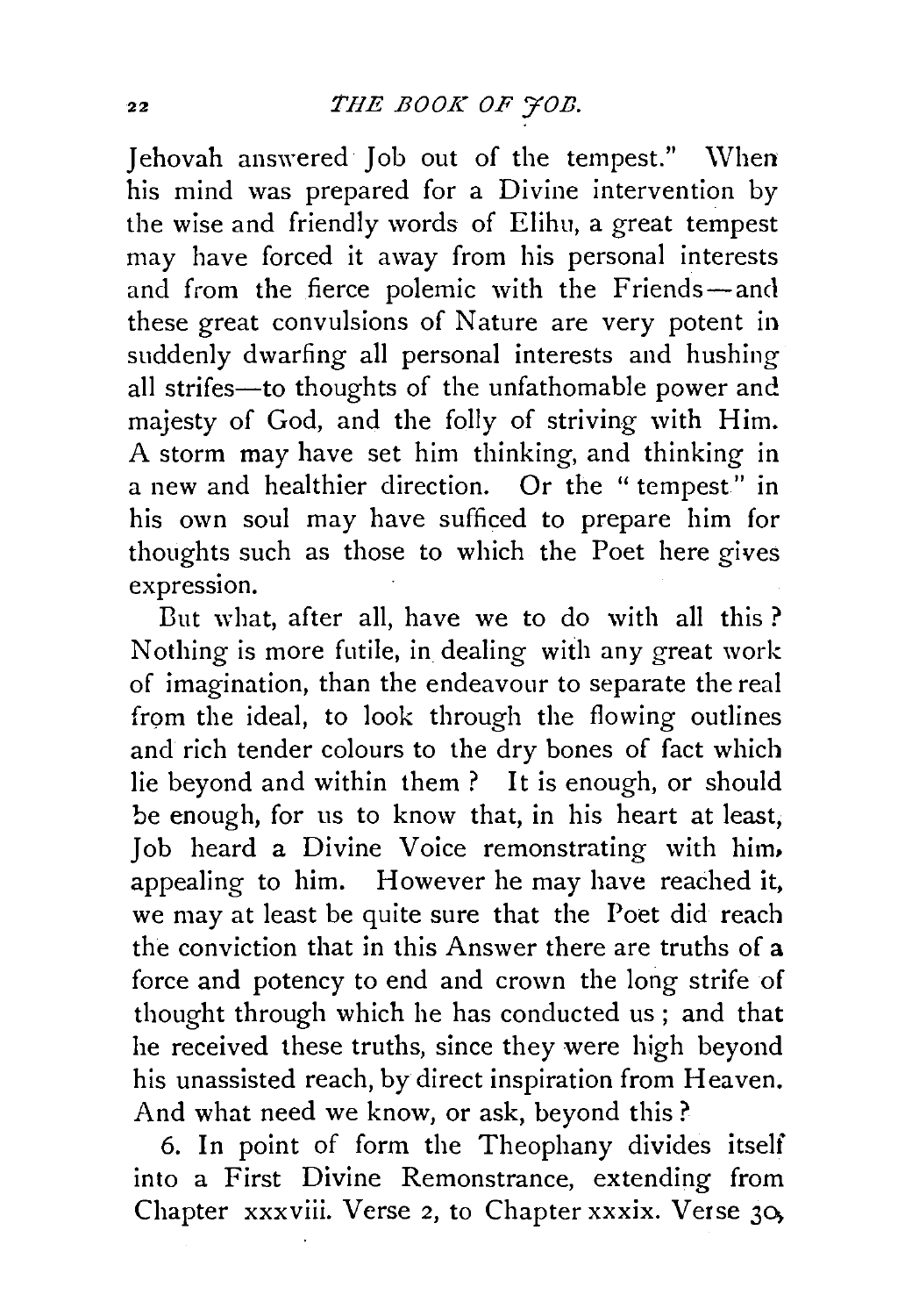Jehovah answered Job out of the tempest." When his mind was prepared for a Divine intervention by the wise and friendly words of Elihu, a great tempest may have forced it away from his personal interests and from the fierce polemic with the Friends—and these great convulsions of Nature are very potent in suddenly dwarfing all personal interests and hushing all strifes—to thoughts of the unfathomable power and majesty of God, and the folly of striving with Him. A storm may have set him thinking, and thinking in a new and healthier direction. Or the "tempest" in his own soul may have sufficed to prepare him for thoughts such as those to which the Poet here gives expression.

But what, after all, have we to do with all this? Nothing is more futile, in dealing with any great work of imagination, than the endeavour to separate the real from the ideal, to look through the flowing outlines and rich tender colours to the dry bones of fact which lie beyond and within them? It is enough, or should be enough, for us to know that, in his heart at least, Job heard a Divine Voice remonstrating with him, appealing to him. However he may have reached it, we may at least be quite sure that the Poet did reach the conviction that in this Answer there are truths of a force and potency to end and crown the long strife of thought through which he has conducted us; and that he received these truths, since they were high beyond his unassisted reach, by direct inspiration from Heaven. And what need we know, or ask, beyond this?

6. In point of form the Theophany divides itself into a First Divine Remonstrance, extending from Chapter xxxviii. Verse 2, to Chapter xxxix. Verse 30,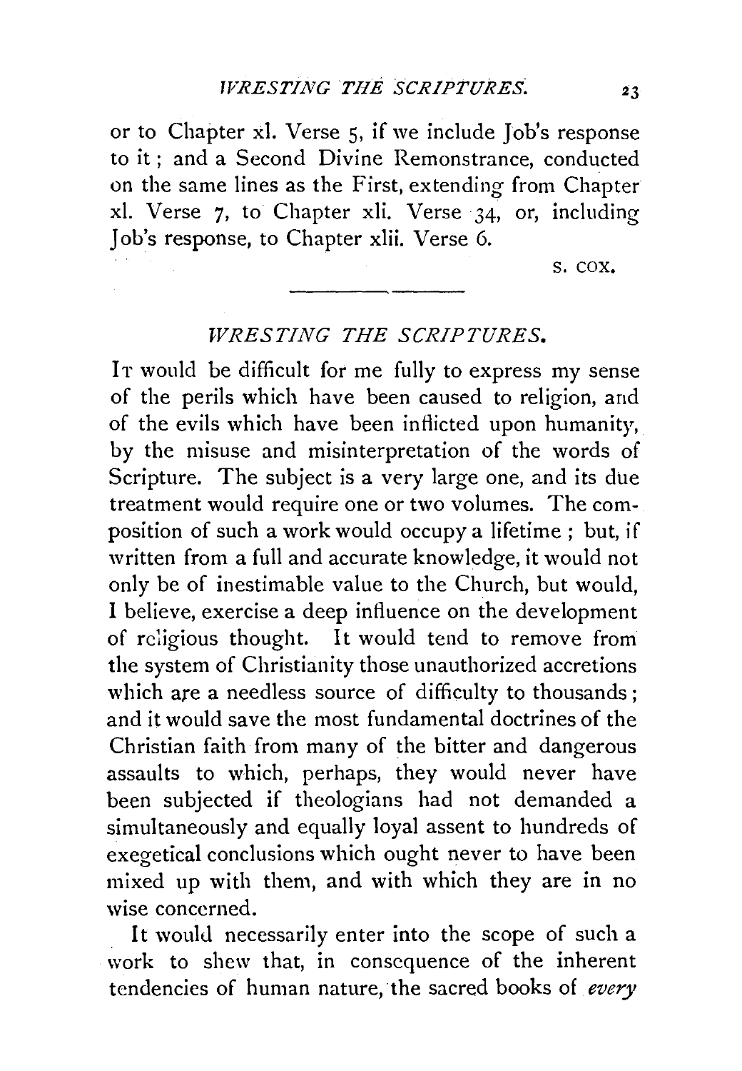or to Chapter xl. Verse 5, if we include Job's response to it; and a Second Divine Remonstrance, conducted on the same lines as the First, extending from Chapter xl. Verse 7, to Chapter xli. Verse 34, or, including Job's response, to Chapter xlii. Verse 6.

S. COX.

---

## *WRESTING THE SCRIPTURES.*

IT would be difficult for me fully to express my sense of the perils which have been caused to religion, and of the evils which have been inflicted upon humanity, by the misuse and misinterpretation of the words of Scripture. The subject is a very large one, and its due treatment would require one or two volumes. The composition of such a work would occupy a lifetime; but, if written from a full and accurate knowledge, it would not only be of inestimable value to the Church, but would, I believe, exercise a deep influence on the development of religious thought. It would tend to remove from the system of Christianity those unauthorized accretions which are a needless source of difficulty to thousands; and it would save the most fundamental doctrines of the Christian faith from many of the bitter and dangerous assaults to which, perhaps, they would never have been subjected if theologians had not demanded a simultaneously and equally loyal assent to hundreds of exegetical conclusions which ought never to have been mixed up with them, and with which they are in no wise concerned.

It would necessarily enter into the scope of such a work to shew that, in consequence of the inherent tendencies of human nature, the sacred books of *every*